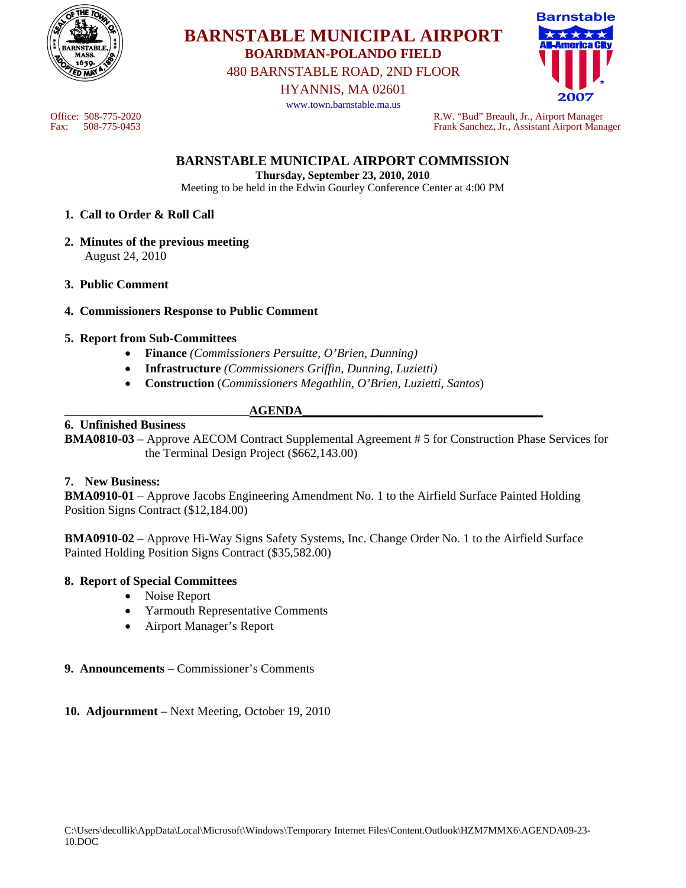# BARNSTABLE MUNICIPAL AIRPORT

**BOARDMAN-POLANDO FIELD**

480 BARNSTABLE ROAD, 2ND FLOOR

HYANNIS, MA 02601

www.town.barnstable.ma.us

Office: 508-775-2020
Fax: 508-775-0453

R.W. "Bud" Breault, Jr., Airport Manager
Frank Sanchez, Jr., Assistant Airport Manager

## BARNSTABLE MUNICIPAL AIRPORT COMMISSION

**Thursday, September 23, 2010, 2010**

Meeting to be held in the Edwin Gourley Conference Center at 4:00 PM

1. **Call to Order & Roll Call**

2. **Minutes of the previous meeting**
   August 24, 2010

3. **Public Comment**

4. **Commissioners Response to Public Comment**

5. **Report from Sub-Committees**
   - **Finance** *(Commissioners Persuitte, O'Brien, Dunning)*
   - **Infrastructure** *(Commissioners Griffin, Dunning, Luzietti)*
   - **Construction** (*Commissioners Megathlin, O'Brien, Luzietti, Santos*)

## AGENDA

**6. Unfinished Business**

**BMA0810-03** – Approve AECOM Contract Supplemental Agreement # 5 for Construction Phase Services for the Terminal Design Project ($662,143.00)

**7. New Business:**

**BMA0910-01** – Approve Jacobs Engineering Amendment No. 1 to the Airfield Surface Painted Holding Position Signs Contract ($12,184.00)

**BMA0910-02** – Approve Hi-Way Signs Safety Systems, Inc. Change Order No. 1 to the Airfield Surface Painted Holding Position Signs Contract ($35,582.00)

**8. Report of Special Committees**
- Noise Report
- Yarmouth Representative Comments
- Airport Manager's Report

**9. Announcements –** Commissioner's Comments

**10. Adjournment** – Next Meeting, October 19, 2010

C:\Users\decollik\AppData\Local\Microsoft\Windows\Temporary Internet Files\Content.Outlook\HZM7MMX6\AGENDA09-23-10.DOC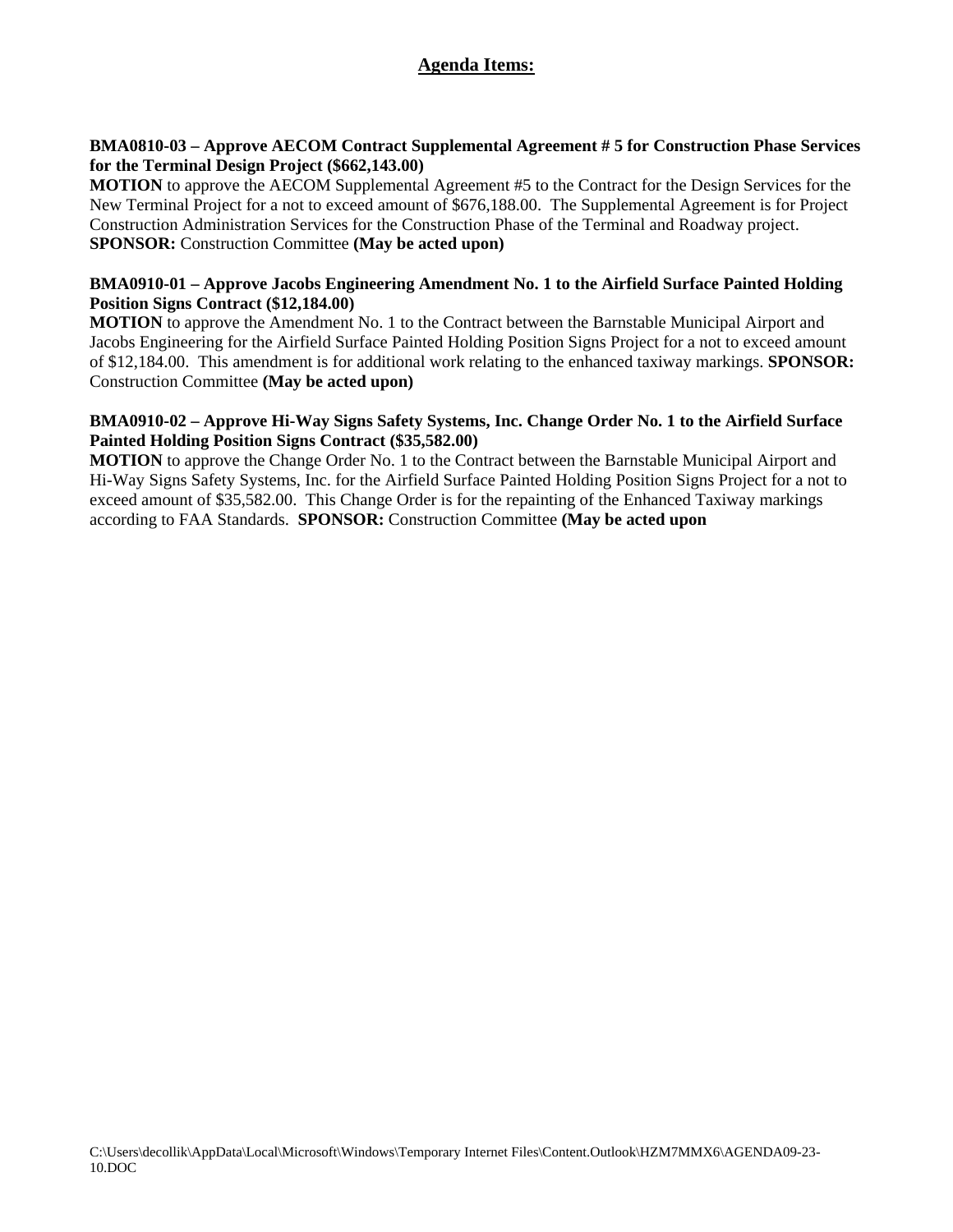## Agenda Items:

**BMA0810-03 – Approve AECOM Contract Supplemental Agreement # 5 for Construction Phase Services for the Terminal Design Project ($662,143.00)**
**MOTION** to approve the AECOM Supplemental Agreement #5 to the Contract for the Design Services for the New Terminal Project for a not to exceed amount of $676,188.00. The Supplemental Agreement is for Project Construction Administration Services for the Construction Phase of the Terminal and Roadway project.
**SPONSOR:** Construction Committee **(May be acted upon)**

**BMA0910-01 – Approve Jacobs Engineering Amendment No. 1 to the Airfield Surface Painted Holding Position Signs Contract ($12,184.00)**
**MOTION** to approve the Amendment No. 1 to the Contract between the Barnstable Municipal Airport and Jacobs Engineering for the Airfield Surface Painted Holding Position Signs Project for a not to exceed amount of $12,184.00. This amendment is for additional work relating to the enhanced taxiway markings. **SPONSOR:** Construction Committee **(May be acted upon)**

**BMA0910-02 – Approve Hi-Way Signs Safety Systems, Inc. Change Order No. 1 to the Airfield Surface Painted Holding Position Signs Contract ($35,582.00)**
**MOTION** to approve the Change Order No. 1 to the Contract between the Barnstable Municipal Airport and Hi-Way Signs Safety Systems, Inc. for the Airfield Surface Painted Holding Position Signs Project for a not to exceed amount of $35,582.00. This Change Order is for the repainting of the Enhanced Taxiway markings according to FAA Standards. **SPONSOR:** Construction Committee **(May be acted upon**

C:\Users\decollik\AppData\Local\Microsoft\Windows\Temporary Internet Files\Content.Outlook\HZM7MMX6\AGENDA09-23-10.DOC